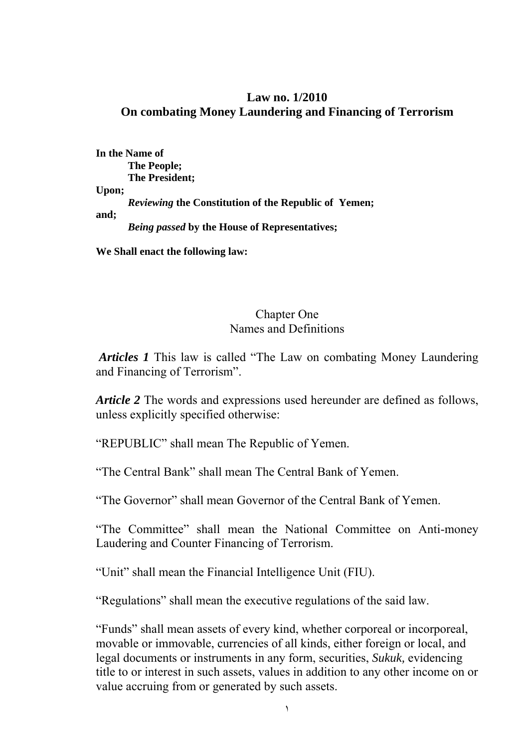# Law no. 1/2010
# On combating Money Laundering and Financing of Terrorism

**In the Name of**
**The People;**
**The President;**
**Upon;**
***Reviewing* the Constitution of the Republic of Yemen;**
**and;**
***Being passed* by the House of Representatives;**

**We Shall enact the following law:**

## Chapter One
## Names and Definitions

***Articles 1*** This law is called "The Law on combating Money Laundering and Financing of Terrorism".

***Article 2*** The words and expressions used hereunder are defined as follows, unless explicitly specified otherwise:

"REPUBLIC" shall mean The Republic of Yemen.

"The Central Bank" shall mean The Central Bank of Yemen.

"The Governor" shall mean Governor of the Central Bank of Yemen.

"The Committee" shall mean the National Committee on Anti-money Laudering and Counter Financing of Terrorism.

"Unit" shall mean the Financial Intelligence Unit (FIU).

"Regulations" shall mean the executive regulations of the said law.

"Funds" shall mean assets of every kind, whether corporeal or incorporeal, movable or immovable, currencies of all kinds, either foreign or local, and legal documents or instruments in any form, securities, *Sukuk,* evidencing title to or interest in such assets, values in addition to any other income on or value accruing from or generated by such assets.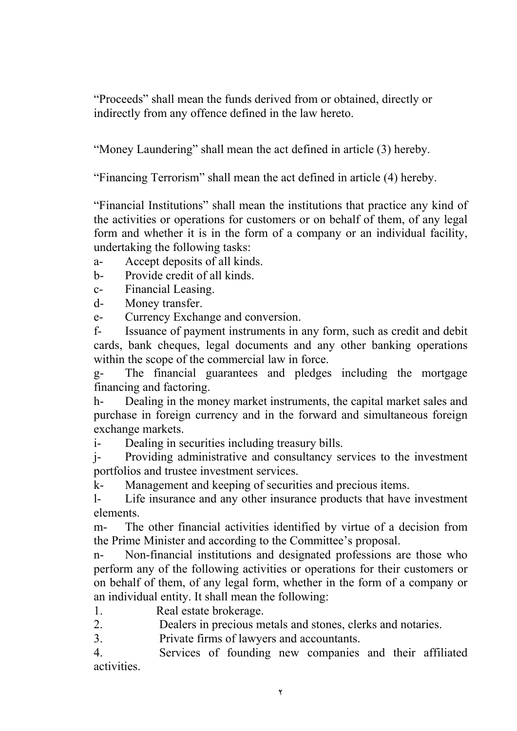"Proceeds" shall mean the funds derived from or obtained, directly or indirectly from any offence defined in the law hereto.

"Money Laundering" shall mean the act defined in article (3) hereby.

"Financing Terrorism" shall mean the act defined in article (4) hereby.

"Financial Institutions" shall mean the institutions that practice any kind of the activities or operations for customers or on behalf of them, of any legal form and whether it is in the form of a company or an individual facility, undertaking the following tasks:

a- Accept deposits of all kinds.

b- Provide credit of all kinds.

c- Financial Leasing.

d- Money transfer.

e- Currency Exchange and conversion.

f- Issuance of payment instruments in any form, such as credit and debit cards, bank cheques, legal documents and any other banking operations within the scope of the commercial law in force.

g- The financial guarantees and pledges including the mortgage financing and factoring.

h- Dealing in the money market instruments, the capital market sales and purchase in foreign currency and in the forward and simultaneous foreign exchange markets.

i- Dealing in securities including treasury bills.

j- Providing administrative and consultancy services to the investment portfolios and trustee investment services.

k- Management and keeping of securities and precious items.

l- Life insurance and any other insurance products that have investment elements.

m- The other financial activities identified by virtue of a decision from the Prime Minister and according to the Committee's proposal.

n- Non-financial institutions and designated professions are those who perform any of the following activities or operations for their customers or on behalf of them, of any legal form, whether in the form of a company or an individual entity. It shall mean the following:

1. Real estate brokerage.
2. Dealers in precious metals and stones, clerks and notaries.
3. Private firms of lawyers and accountants.
4. Services of founding new companies and their affiliated activities.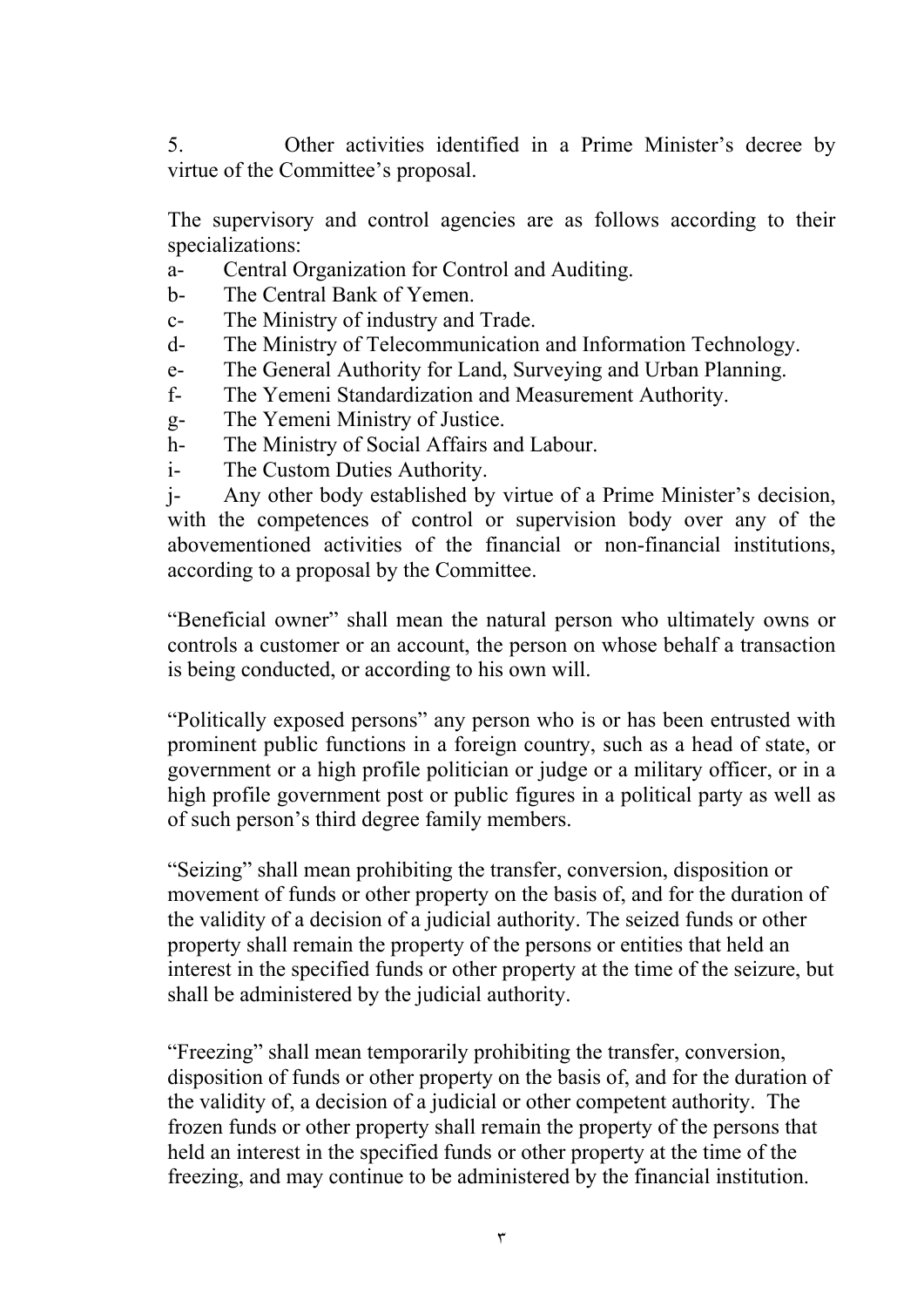5. Other activities identified in a Prime Minister's decree by virtue of the Committee's proposal.

The supervisory and control agencies are as follows according to their specializations:

a- Central Organization for Control and Auditing.
b- The Central Bank of Yemen.
c- The Ministry of industry and Trade.
d- The Ministry of Telecommunication and Information Technology.
e- The General Authority for Land, Surveying and Urban Planning.
f- The Yemeni Standardization and Measurement Authority.
g- The Yemeni Ministry of Justice.
h- The Ministry of Social Affairs and Labour.
i- The Custom Duties Authority.
j- Any other body established by virtue of a Prime Minister's decision, with the competences of control or supervision body over any of the abovementioned activities of the financial or non-financial institutions, according to a proposal by the Committee.

"Beneficial owner" shall mean the natural person who ultimately owns or controls a customer or an account, the person on whose behalf a transaction is being conducted, or according to his own will.

"Politically exposed persons" any person who is or has been entrusted with prominent public functions in a foreign country, such as a head of state, or government or a high profile politician or judge or a military officer, or in a high profile government post or public figures in a political party as well as of such person's third degree family members.

"Seizing" shall mean prohibiting the transfer, conversion, disposition or movement of funds or other property on the basis of, and for the duration of the validity of a decision of a judicial authority. The seized funds or other property shall remain the property of the persons or entities that held an interest in the specified funds or other property at the time of the seizure, but shall be administered by the judicial authority.

"Freezing" shall mean temporarily prohibiting the transfer, conversion, disposition of funds or other property on the basis of, and for the duration of the validity of, a decision of a judicial or other competent authority. The frozen funds or other property shall remain the property of the persons that held an interest in the specified funds or other property at the time of the freezing, and may continue to be administered by the financial institution.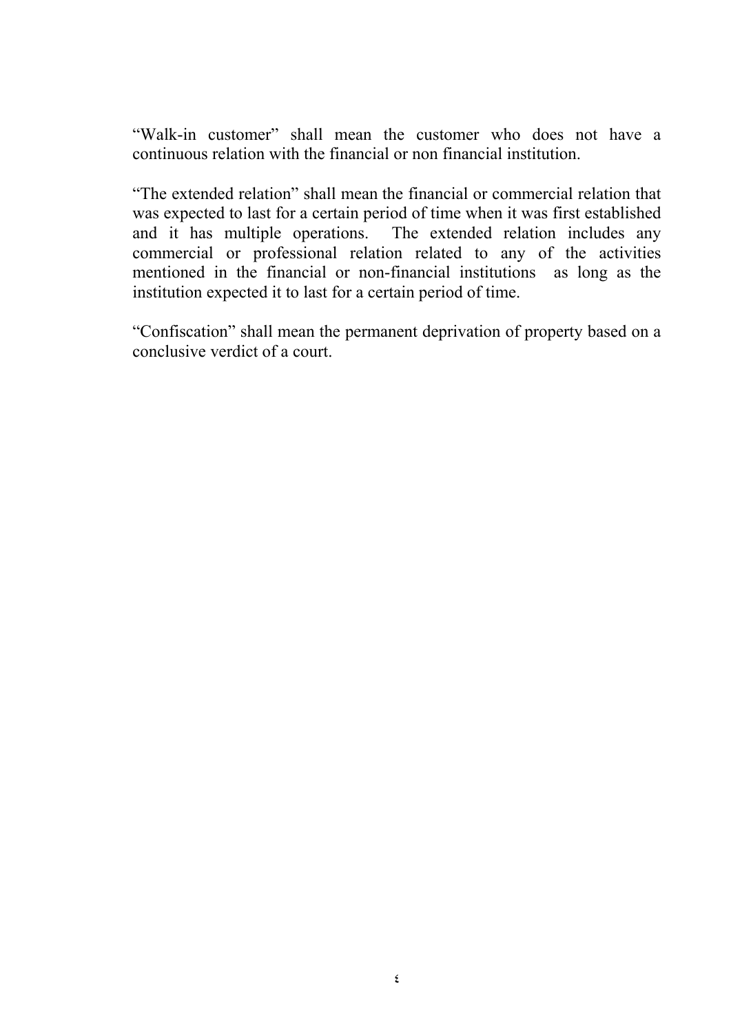"Walk-in customer" shall mean the customer who does not have a continuous relation with the financial or non financial institution.

"The extended relation" shall mean the financial or commercial relation that was expected to last for a certain period of time when it was first established and it has multiple operations. The extended relation includes any commercial or professional relation related to any of the activities mentioned in the financial or non-financial institutions as long as the institution expected it to last for a certain period of time.

"Confiscation" shall mean the permanent deprivation of property based on a conclusive verdict of a court.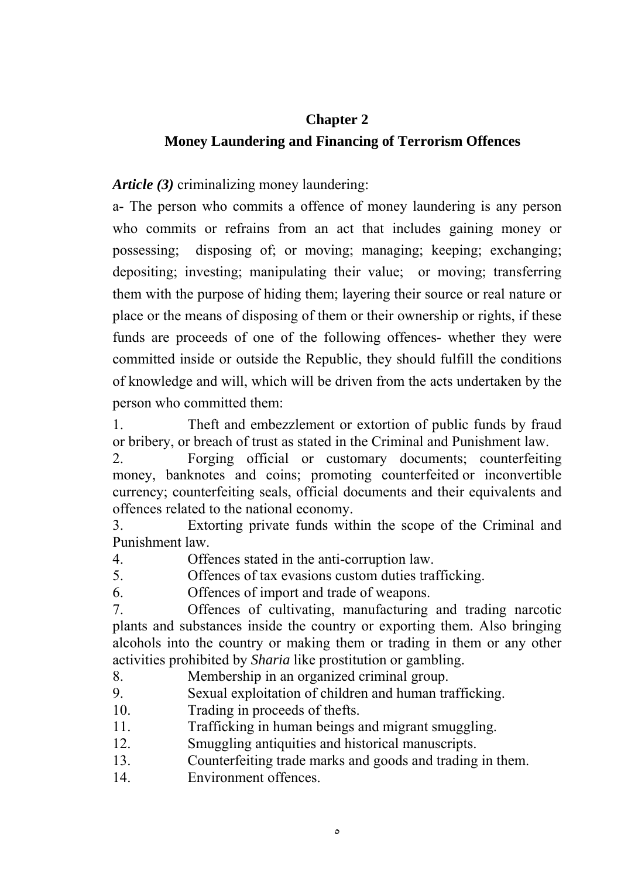## Chapter 2
## Money Laundering and Financing of Terrorism Offences

***Article (3)*** criminalizing money laundering:

a- The person who commits a offence of money laundering is any person who commits or refrains from an act that includes gaining money or possessing; disposing of; or moving; managing; keeping; exchanging; depositing; investing; manipulating their value; or moving; transferring them with the purpose of hiding them; layering their source or real nature or place or the means of disposing of them or their ownership or rights, if these funds are proceeds of one of the following offences- whether they were committed inside or outside the Republic, they should fulfill the conditions of knowledge and will, which will be driven from the acts undertaken by the person who committed them:

1. Theft and embezzlement or extortion of public funds by fraud or bribery, or breach of trust as stated in the Criminal and Punishment law.
2. Forging official or customary documents; counterfeiting money, banknotes and coins; promoting counterfeited or inconvertible currency; counterfeiting seals, official documents and their equivalents and offences related to the national economy.
3. Extorting private funds within the scope of the Criminal and Punishment law.
4. Offences stated in the anti-corruption law.
5. Offences of tax evasions custom duties trafficking.
6. Offences of import and trade of weapons.
7. Offences of cultivating, manufacturing and trading narcotic plants and substances inside the country or exporting them. Also bringing alcohols into the country or making them or trading in them or any other activities prohibited by *Sharia* like prostitution or gambling.
8. Membership in an organized criminal group.
9. Sexual exploitation of children and human trafficking.
10. Trading in proceeds of thefts.
11. Trafficking in human beings and migrant smuggling.
12. Smuggling antiquities and historical manuscripts.
13. Counterfeiting trade marks and goods and trading in them.
14. Environment offences.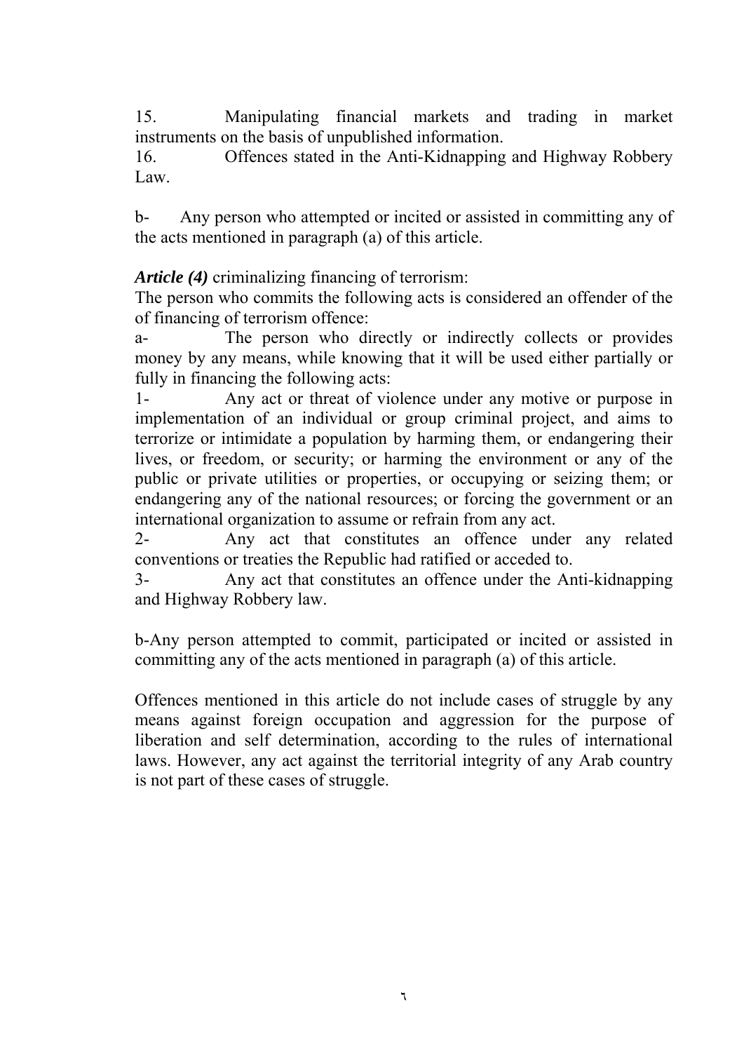15. Manipulating financial markets and trading in market instruments on the basis of unpublished information.
16. Offences stated in the Anti-Kidnapping and Highway Robbery Law.

b- Any person who attempted or incited or assisted in committing any of the acts mentioned in paragraph (a) of this article.

***Article (4)*** criminalizing financing of terrorism:
The person who commits the following acts is considered an offender of the of financing of terrorism offence:

a- The person who directly or indirectly collects or provides money by any means, while knowing that it will be used either partially or fully in financing the following acts:

1- Any act or threat of violence under any motive or purpose in implementation of an individual or group criminal project, and aims to terrorize or intimidate a population by harming them, or endangering their lives, or freedom, or security; or harming the environment or any of the public or private utilities or properties, or occupying or seizing them; or endangering any of the national resources; or forcing the government or an international organization to assume or refrain from any act.
2- Any act that constitutes an offence under any related conventions or treaties the Republic had ratified or acceded to.
3- Any act that constitutes an offence under the Anti-kidnapping and Highway Robbery law.

b-Any person attempted to commit, participated or incited or assisted in committing any of the acts mentioned in paragraph (a) of this article.

Offences mentioned in this article do not include cases of struggle by any means against foreign occupation and aggression for the purpose of liberation and self determination, according to the rules of international laws. However, any act against the territorial integrity of any Arab country is not part of these cases of struggle.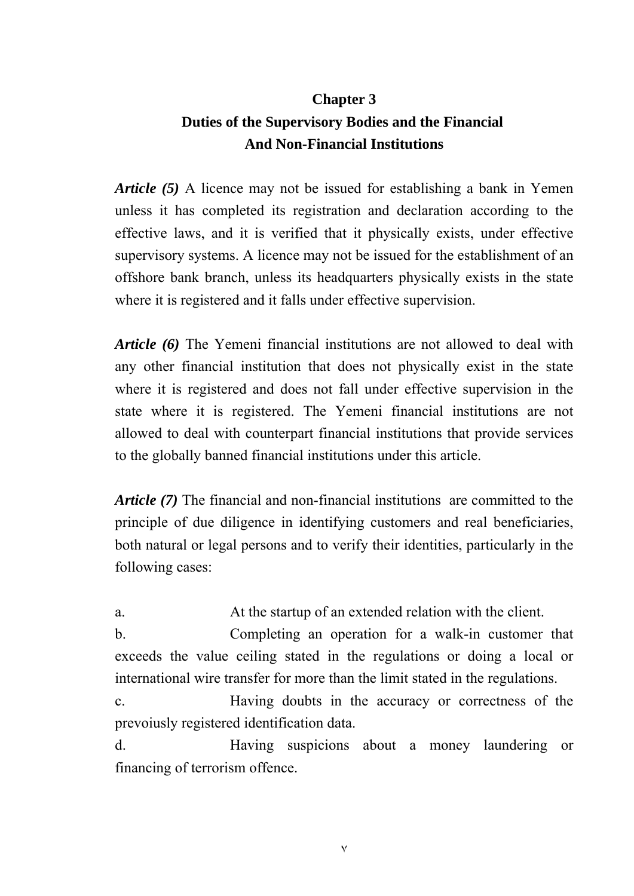## Chapter 3
## Duties of the Supervisory Bodies and the Financial And Non-Financial Institutions

***Article (5)*** A licence may not be issued for establishing a bank in Yemen unless it has completed its registration and declaration according to the effective laws, and it is verified that it physically exists, under effective supervisory systems. A licence may not be issued for the establishment of an offshore bank branch, unless its headquarters physically exists in the state where it is registered and it falls under effective supervision.

***Article (6)*** The Yemeni financial institutions are not allowed to deal with any other financial institution that does not physically exist in the state where it is registered and does not fall under effective supervision in the state where it is registered. The Yemeni financial institutions are not allowed to deal with counterpart financial institutions that provide services to the globally banned financial institutions under this article.

***Article (7)*** The financial and non-financial institutions are committed to the principle of due diligence in identifying customers and real beneficiaries, both natural or legal persons and to verify their identities, particularly in the following cases:

a. At the startup of an extended relation with the client.

b. Completing an operation for a walk-in customer that exceeds the value ceiling stated in the regulations or doing a local or international wire transfer for more than the limit stated in the regulations.

c. Having doubts in the accuracy or correctness of the prevoiusly registered identification data.

d. Having suspicions about a money laundering or financing of terrorism offence.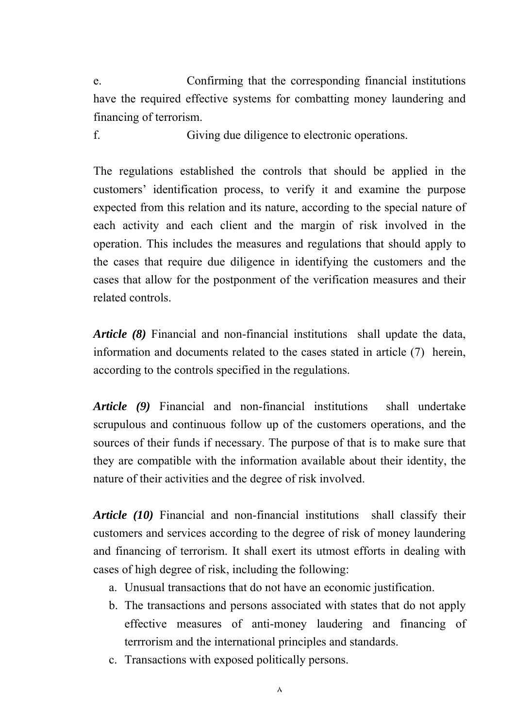e. Confirming that the corresponding financial institutions have the required effective systems for combatting money laundering and financing of terrorism.

f. Giving due diligence to electronic operations.

The regulations established the controls that should be applied in the customers' identification process, to verify it and examine the purpose expected from this relation and its nature, according to the special nature of each activity and each client and the margin of risk involved in the operation. This includes the measures and regulations that should apply to the cases that require due diligence in identifying the customers and the cases that allow for the postponment of the verification measures and their related controls.

***Article (8)*** Financial and non-financial institutions shall update the data, information and documents related to the cases stated in article (7) herein, according to the controls specified in the regulations.

***Article (9)*** Financial and non-financial institutions shall undertake scrupulous and continuous follow up of the customers operations, and the sources of their funds if necessary. The purpose of that is to make sure that they are compatible with the information available about their identity, the nature of their activities and the degree of risk involved.

***Article (10)*** Financial and non-financial institutions shall classify their customers and services according to the degree of risk of money laundering and financing of terrorism. It shall exert its utmost efforts in dealing with cases of high degree of risk, including the following:

a. Unusual transactions that do not have an economic justification.
b. The transactions and persons associated with states that do not apply effective measures of anti-money laudering and financing of terrrorism and the international principles and standards.
c. Transactions with exposed politically persons.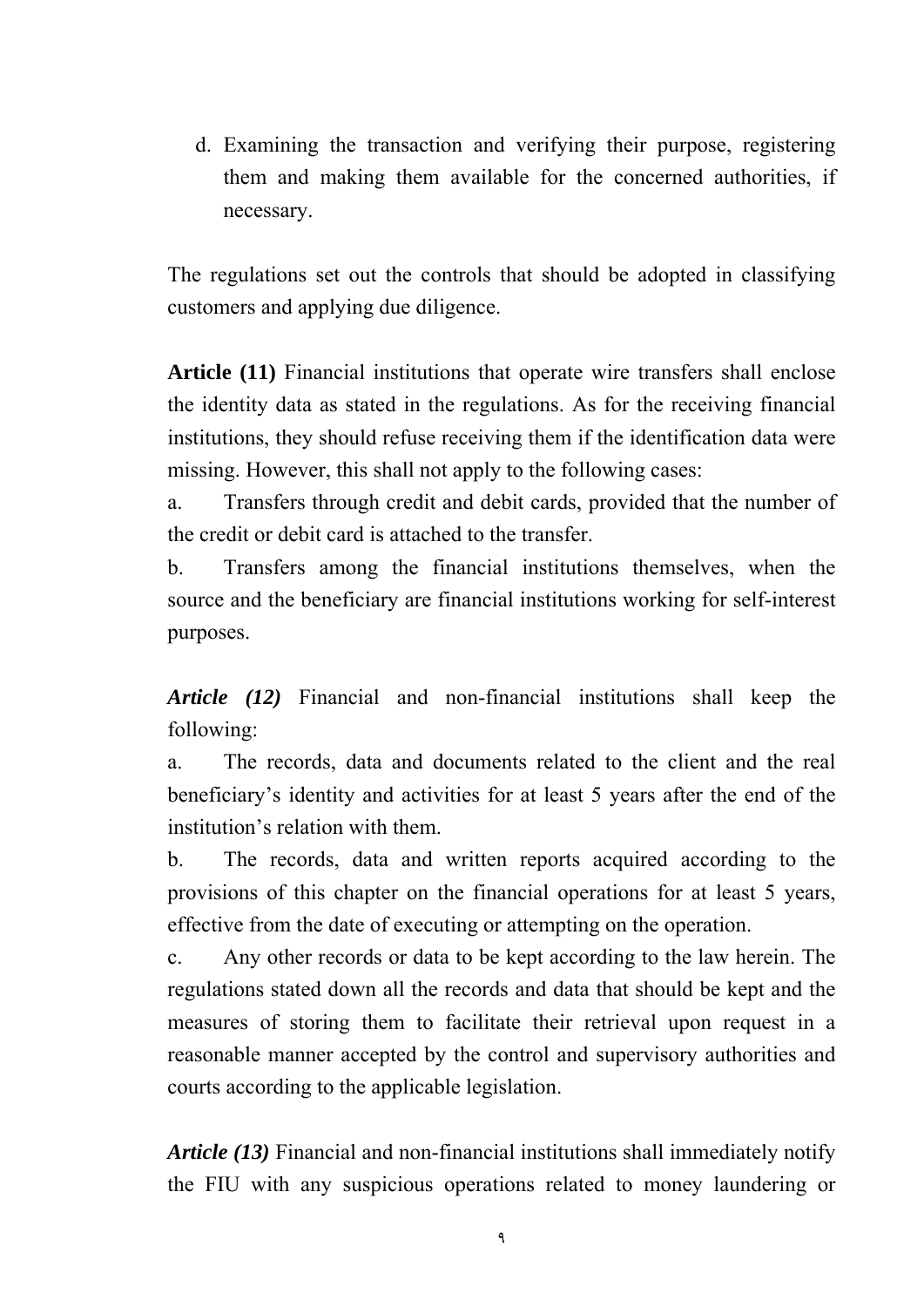d. Examining the transaction and verifying their purpose, registering them and making them available for the concerned authorities, if necessary.

The regulations set out the controls that should be adopted in classifying customers and applying due diligence.

**Article (11)** Financial institutions that operate wire transfers shall enclose the identity data as stated in the regulations. As for the receiving financial institutions, they should refuse receiving them if the identification data were missing. However, this shall not apply to the following cases:

a. Transfers through credit and debit cards, provided that the number of the credit or debit card is attached to the transfer.

b. Transfers among the financial institutions themselves, when the source and the beneficiary are financial institutions working for self-interest purposes.

***Article (12)*** Financial and non-financial institutions shall keep the following:

a. The records, data and documents related to the client and the real beneficiary's identity and activities for at least 5 years after the end of the institution's relation with them.

b. The records, data and written reports acquired according to the provisions of this chapter on the financial operations for at least 5 years, effective from the date of executing or attempting on the operation.

c. Any other records or data to be kept according to the law herein. The regulations stated down all the records and data that should be kept and the measures of storing them to facilitate their retrieval upon request in a reasonable manner accepted by the control and supervisory authorities and courts according to the applicable legislation.

***Article (13)*** Financial and non-financial institutions shall immediately notify the FIU with any suspicious operations related to money laundering or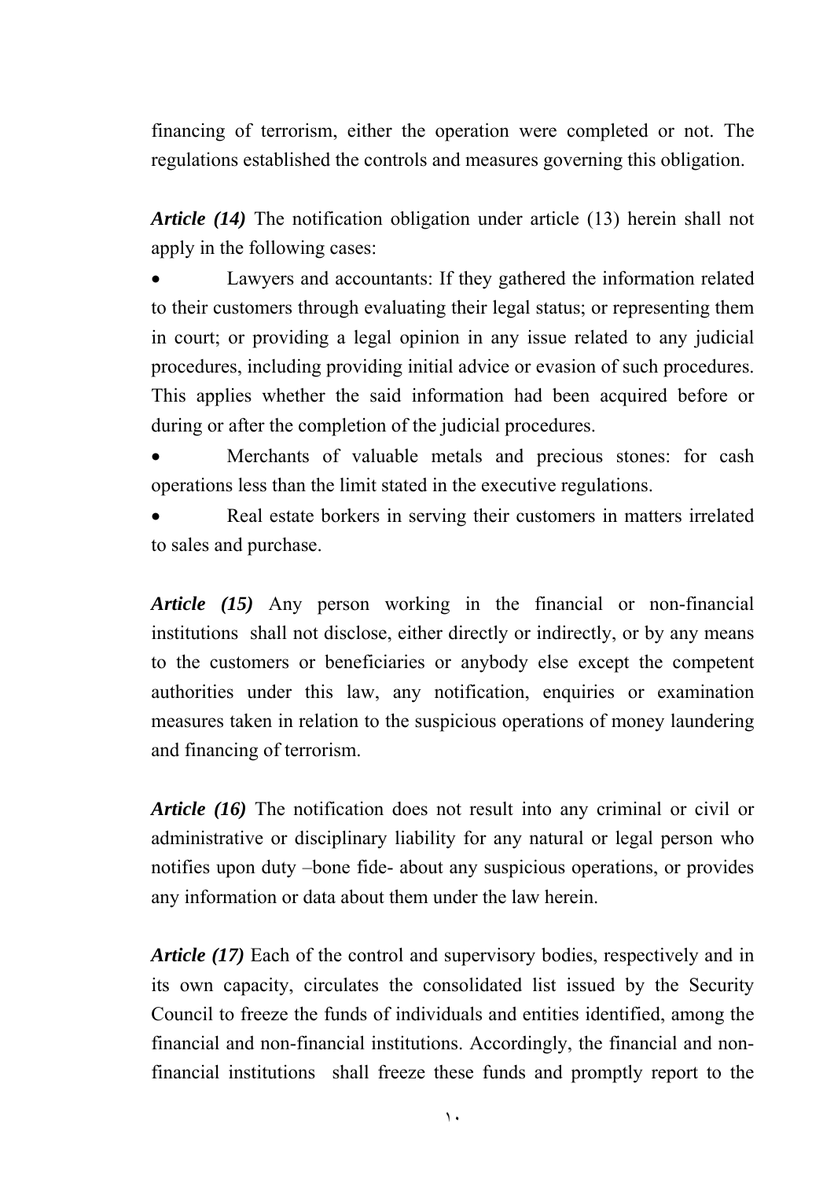financing of terrorism, either the operation were completed or not. The regulations established the controls and measures governing this obligation.

***Article (14)*** The notification obligation under article (13) herein shall not apply in the following cases:

- Lawyers and accountants: If they gathered the information related to their customers through evaluating their legal status; or representing them in court; or providing a legal opinion in any issue related to any judicial procedures, including providing initial advice or evasion of such procedures. This applies whether the said information had been acquired before or during or after the completion of the judicial procedures.
- Merchants of valuable metals and precious stones: for cash operations less than the limit stated in the executive regulations.
- Real estate borkers in serving their customers in matters irrelated to sales and purchase.

***Article (15)*** Any person working in the financial or non-financial institutions shall not disclose, either directly or indirectly, or by any means to the customers or beneficiaries or anybody else except the competent authorities under this law, any notification, enquiries or examination measures taken in relation to the suspicious operations of money laundering and financing of terrorism.

***Article (16)*** The notification does not result into any criminal or civil or administrative or disciplinary liability for any natural or legal person who notifies upon duty –bone fide- about any suspicious operations, or provides any information or data about them under the law herein.

***Article (17)*** Each of the control and supervisory bodies, respectively and in its own capacity, circulates the consolidated list issued by the Security Council to freeze the funds of individuals and entities identified, among the financial and non-financial institutions. Accordingly, the financial and non-financial institutions shall freeze these funds and promptly report to the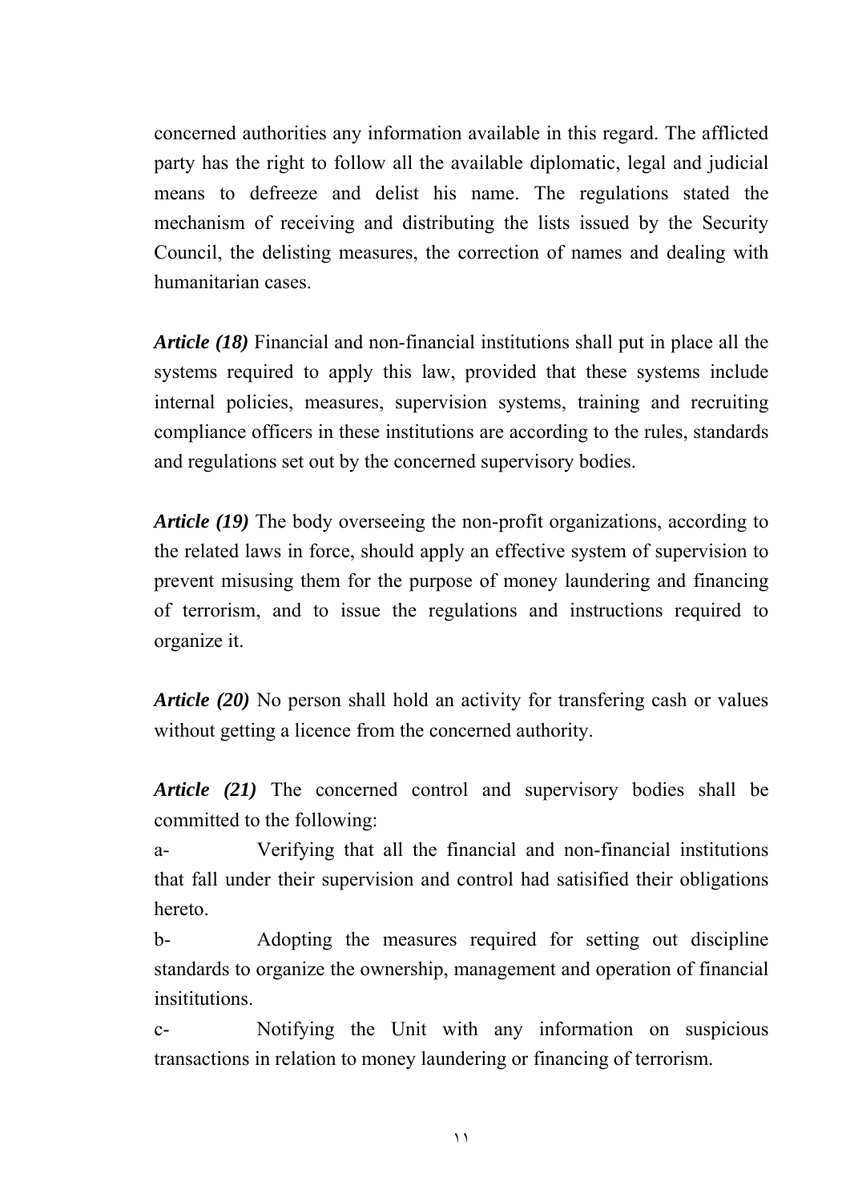concerned authorities any information available in this regard. The afflicted party has the right to follow all the available diplomatic, legal and judicial means to defreeze and delist his name. The regulations stated the mechanism of receiving and distributing the lists issued by the Security Council, the delisting measures, the correction of names and dealing with humanitarian cases.

***Article (18)*** Financial and non-financial institutions shall put in place all the systems required to apply this law, provided that these systems include internal policies, measures, supervision systems, training and recruiting compliance officers in these institutions are according to the rules, standards and regulations set out by the concerned supervisory bodies.

***Article (19)*** The body overseeing the non-profit organizations, according to the related laws in force, should apply an effective system of supervision to prevent misusing them for the purpose of money laundering and financing of terrorism, and to issue the regulations and instructions required to organize it.

***Article (20)*** No person shall hold an activity for transfering cash or values without getting a licence from the concerned authority.

***Article (21)*** The concerned control and supervisory bodies shall be committed to the following:

a- Verifying that all the financial and non-financial institutions that fall under their supervision and control had satisified their obligations hereto.

b- Adopting the measures required for setting out discipline standards to organize the ownership, management and operation of financial insititutions.

c- Notifying the Unit with any information on suspicious transactions in relation to money laundering or financing of terrorism.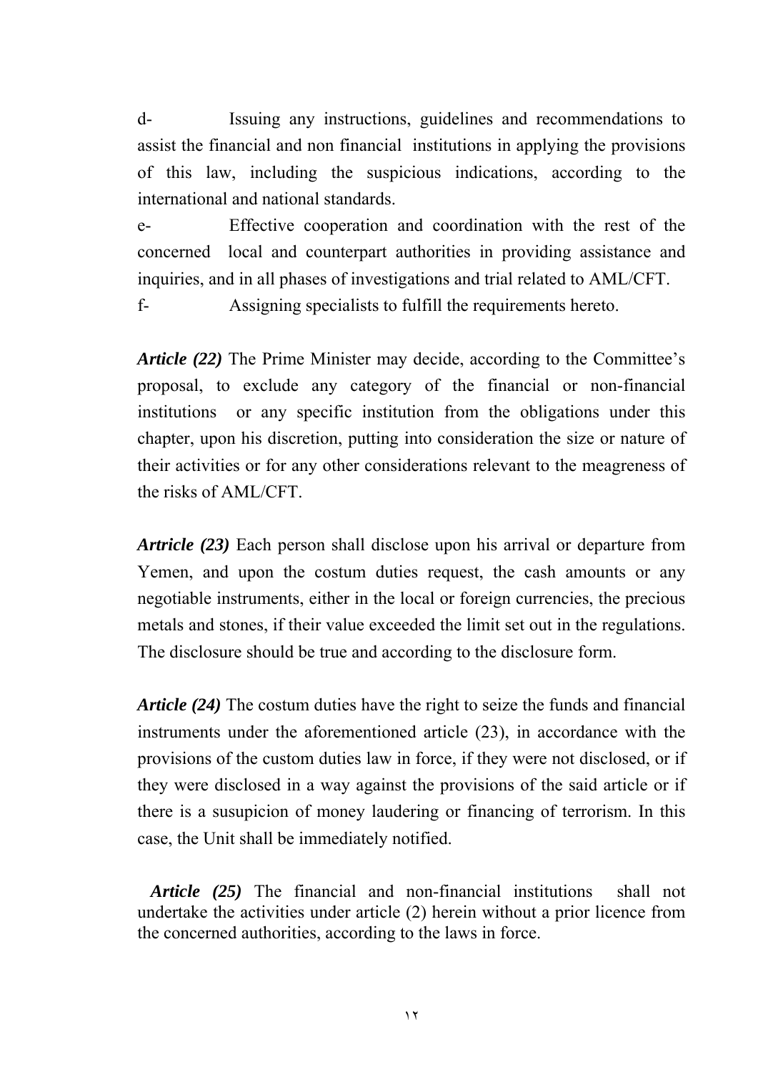d- Issuing any instructions, guidelines and recommendations to assist the financial and non financial institutions in applying the provisions of this law, including the suspicious indications, according to the international and national standards.

e- Effective cooperation and coordination with the rest of the concerned local and counterpart authorities in providing assistance and inquiries, and in all phases of investigations and trial related to AML/CFT.

f- Assigning specialists to fulfill the requirements hereto.

***Article (22)*** The Prime Minister may decide, according to the Committee's proposal, to exclude any category of the financial or non-financial institutions or any specific institution from the obligations under this chapter, upon his discretion, putting into consideration the size or nature of their activities or for any other considerations relevant to the meagreness of the risks of AML/CFT.

***Artricle (23)*** Each person shall disclose upon his arrival or departure from Yemen, and upon the costum duties request, the cash amounts or any negotiable instruments, either in the local or foreign currencies, the precious metals and stones, if their value exceeded the limit set out in the regulations. The disclosure should be true and according to the disclosure form.

***Article (24)*** The costum duties have the right to seize the funds and financial instruments under the aforementioned article (23), in accordance with the provisions of the custom duties law in force, if they were not disclosed, or if they were disclosed in a way against the provisions of the said article or if there is a susupicion of money laudering or financing of terrorism. In this case, the Unit shall be immediately notified.

***Article (25)*** The financial and non-financial institutions shall not undertake the activities under article (2) herein without a prior licence from the concerned authorities, according to the laws in force.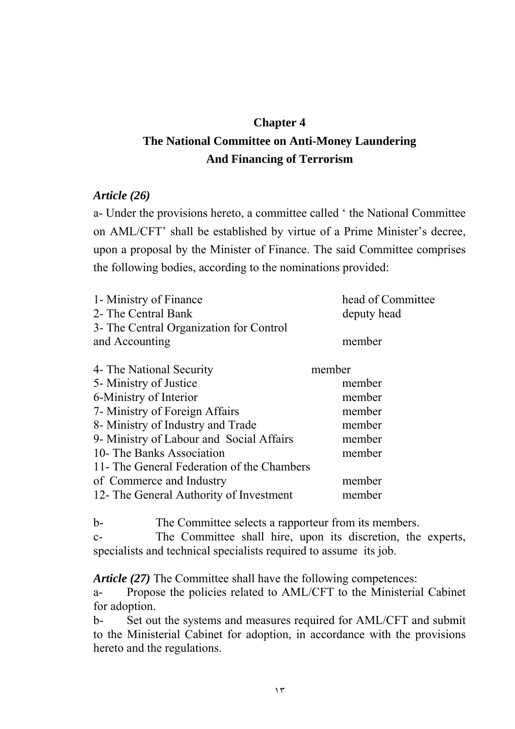## Chapter 4

## The National Committee on Anti-Money Laundering And Financing of Terrorism

***Article (26)***

a- Under the provisions hereto, a committee called ‘ the National Committee on AML/CFT’ shall be established by virtue of a Prime Minister’s decree, upon a proposal by the Minister of Finance. The said Committee comprises the following bodies, according to the nominations provided:

| | |
|---|---|
| 1- Ministry of Finance | head of Committee |
| 2- The Central Bank | deputy head |
| 3- The Central Organization for Control and Accounting | member |
| 4- The National Security | member |
| 5- Ministry of Justice | member |
| 6-Ministry of Interior | member |
| 7- Ministry of Foreign Affairs | member |
| 8- Ministry of Industry and Trade | member |
| 9- Ministry of Labour and Social Affairs | member |
| 10- The Banks Association | member |
| 11- The General Federation of the Chambers of Commerce and Industry | member |
| 12- The General Authority of Investment | member |

b- The Committee selects a rapporteur from its members.

c- The Committee shall hire, upon its discretion, the experts, specialists and technical specialists required to assume its job.

***Article (27)*** The Committee shall have the following competences:

a- Propose the policies related to AML/CFT to the Ministerial Cabinet for adoption.

b- Set out the systems and measures required for AML/CFT and submit to the Ministerial Cabinet for adoption, in accordance with the provisions hereto and the regulations.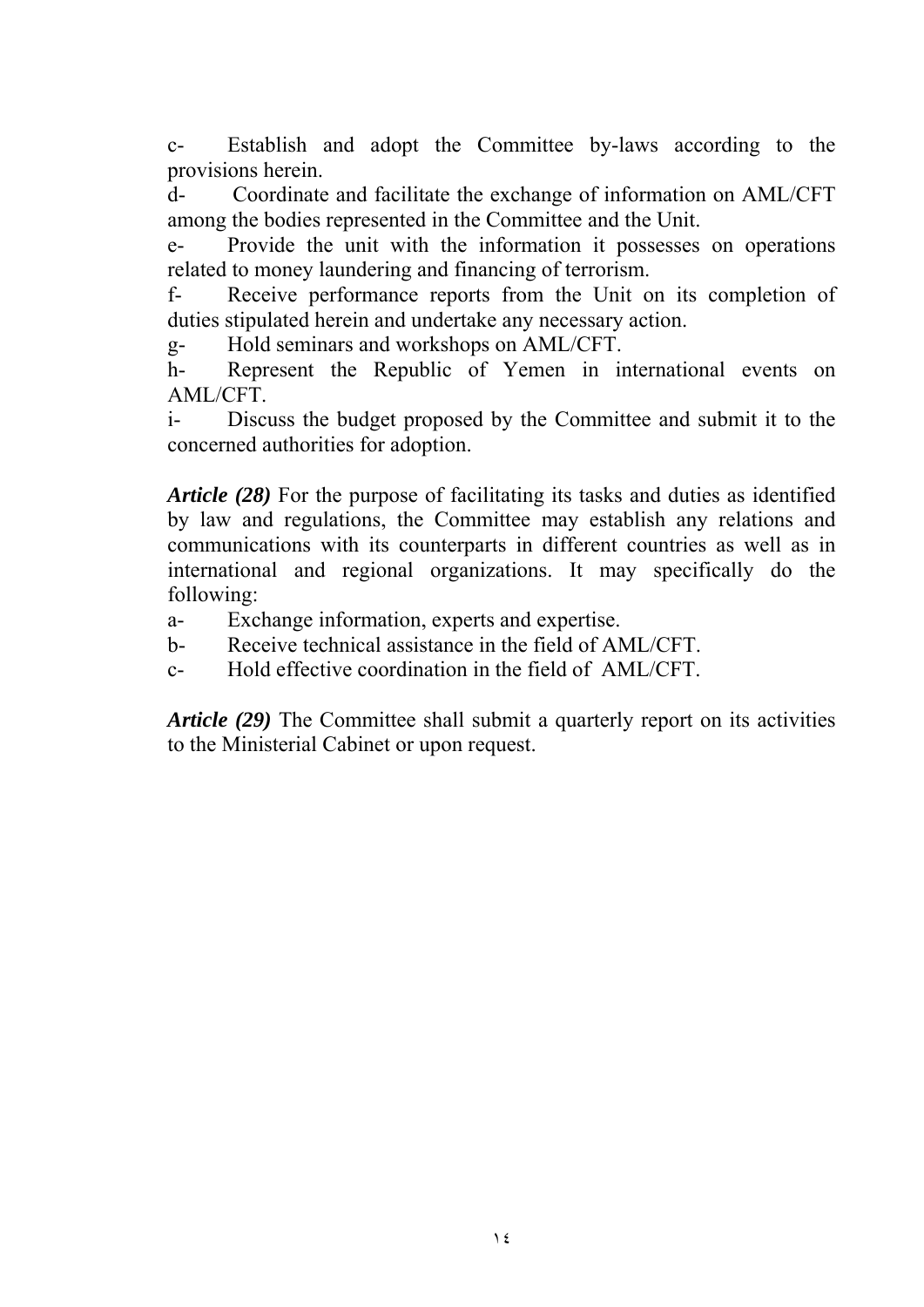c- Establish and adopt the Committee by-laws according to the provisions herein.

d- Coordinate and facilitate the exchange of information on AML/CFT among the bodies represented in the Committee and the Unit.

e- Provide the unit with the information it possesses on operations related to money laundering and financing of terrorism.

f- Receive performance reports from the Unit on its completion of duties stipulated herein and undertake any necessary action.

g- Hold seminars and workshops on AML/CFT.

h- Represent the Republic of Yemen in international events on AML/CFT.

i- Discuss the budget proposed by the Committee and submit it to the concerned authorities for adoption.

***Article (28)*** For the purpose of facilitating its tasks and duties as identified by law and regulations, the Committee may establish any relations and communications with its counterparts in different countries as well as in international and regional organizations. It may specifically do the following:

a- Exchange information, experts and expertise.

b- Receive technical assistance in the field of AML/CFT.

c- Hold effective coordination in the field of AML/CFT.

***Article (29)*** The Committee shall submit a quarterly report on its activities to the Ministerial Cabinet or upon request.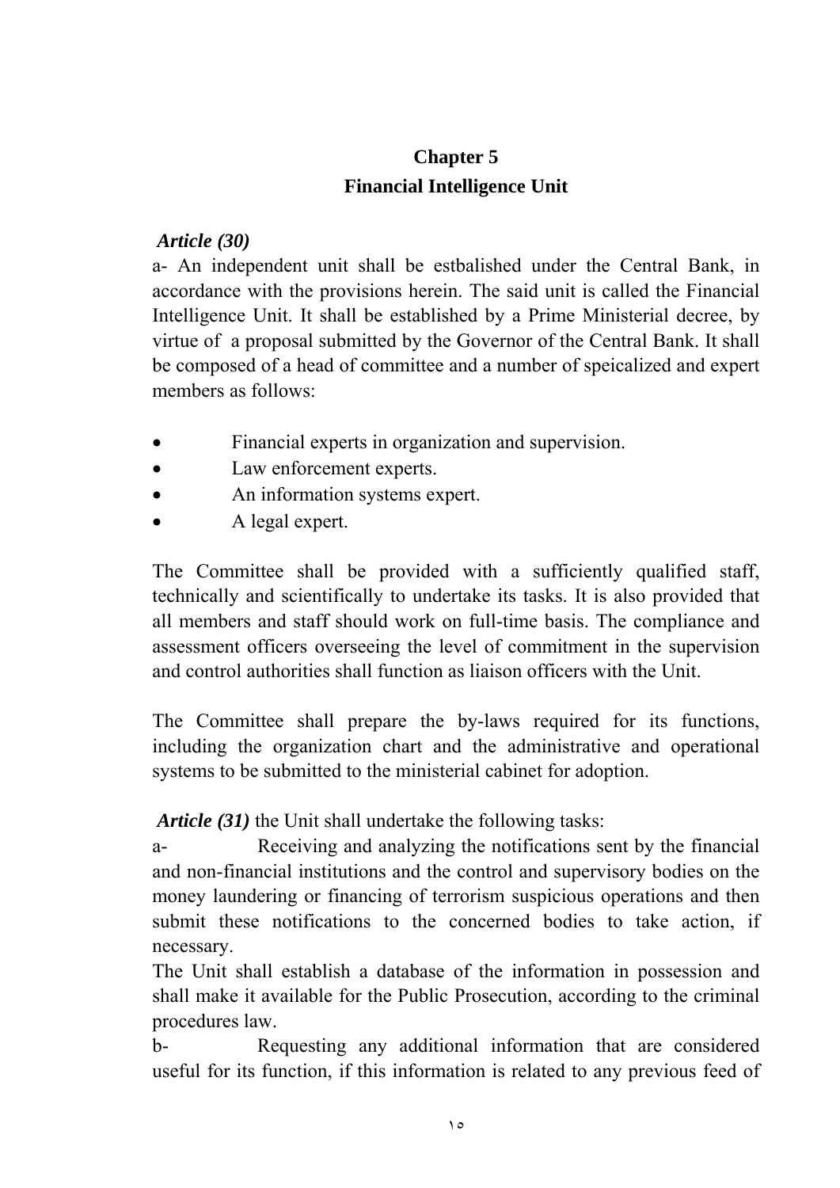## Chapter 5
## Financial Intelligence Unit

***Article (30)***

a- An independent unit shall be estbalished under the Central Bank, in accordance with the provisions herein. The said unit is called the Financial Intelligence Unit. It shall be established by a Prime Ministerial decree, by virtue of a proposal submitted by the Governor of the Central Bank. It shall be composed of a head of committee and a number of speicalized and expert members as follows:

- Financial experts in organization and supervision.
- Law enforcement experts.
- An information systems expert.
- A legal expert.

The Committee shall be provided with a sufficiently qualified staff, technically and scientifically to undertake its tasks. It is also provided that all members and staff should work on full-time basis. The compliance and assessment officers overseeing the level of commitment in the supervision and control authorities shall function as liaison officers with the Unit.

The Committee shall prepare the by-laws required for its functions, including the organization chart and the administrative and operational systems to be submitted to the ministerial cabinet for adoption.

***Article (31)*** the Unit shall undertake the following tasks:

a- Receiving and analyzing the notifications sent by the financial and non-financial institutions and the control and supervisory bodies on the money laundering or financing of terrorism suspicious operations and then submit these notifications to the concerned bodies to take action, if necessary.

The Unit shall establish a database of the information in possession and shall make it available for the Public Prosecution, according to the criminal procedures law.

b- Requesting any additional information that are considered useful for its function, if this information is related to any previous feed of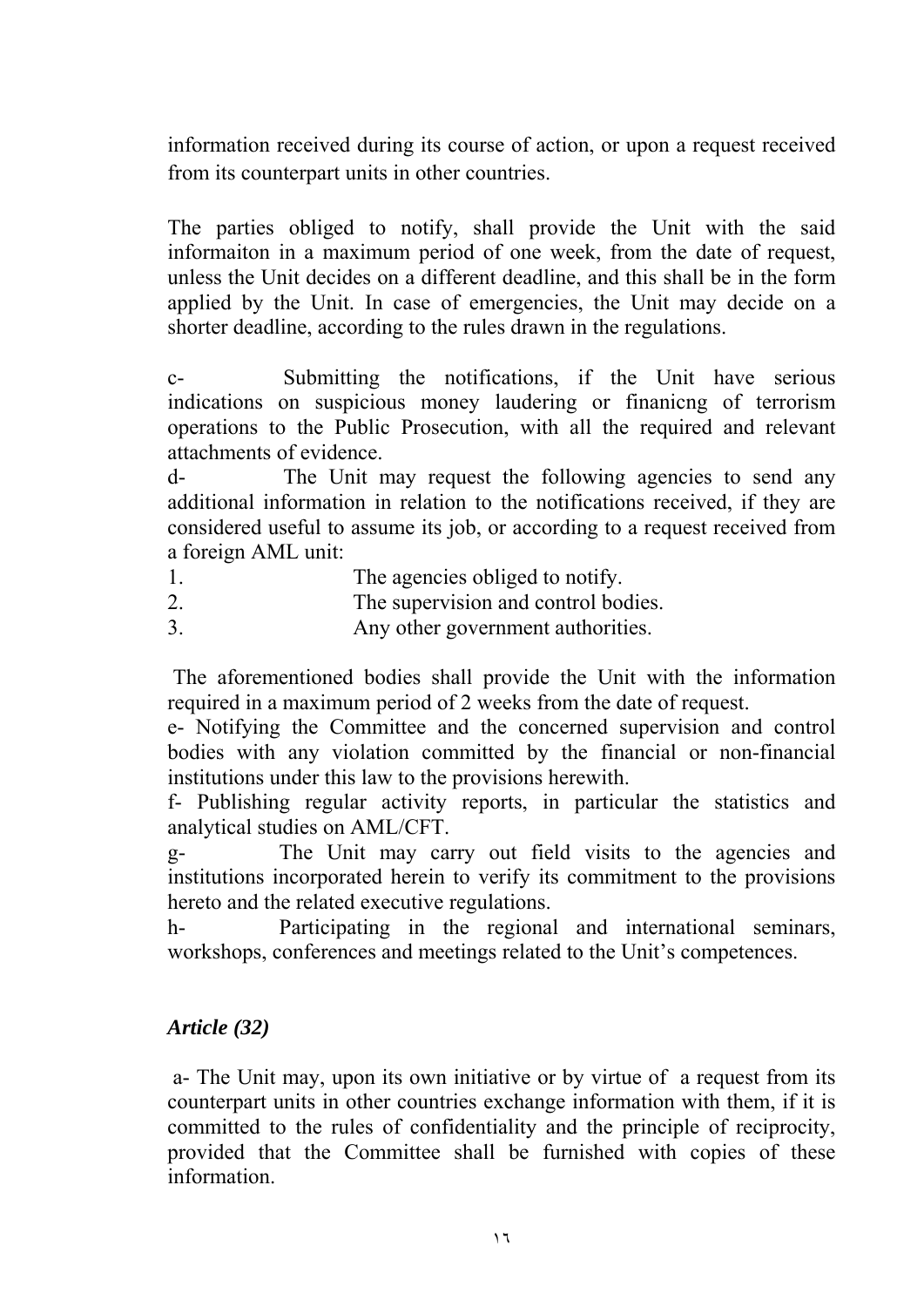information received during its course of action, or upon a request received from its counterpart units in other countries.

The parties obliged to notify, shall provide the Unit with the said informaiton in a maximum period of one week, from the date of request, unless the Unit decides on a different deadline, and this shall be in the form applied by the Unit. In case of emergencies, the Unit may decide on a shorter deadline, according to the rules drawn in the regulations.

c- Submitting the notifications, if the Unit have serious indications on suspicious money laudering or finanicng of terrorism operations to the Public Prosecution, with all the required and relevant attachments of evidence.

d- The Unit may request the following agencies to send any additional information in relation to the notifications received, if they are considered useful to assume its job, or according to a request received from a foreign AML unit:

1. The agencies obliged to notify.
2. The supervision and control bodies.
3. Any other government authorities.

The aforementioned bodies shall provide the Unit with the information required in a maximum period of 2 weeks from the date of request.

e- Notifying the Committee and the concerned supervision and control bodies with any violation committed by the financial or non-financial institutions under this law to the provisions herewith.

f- Publishing regular activity reports, in particular the statistics and analytical studies on AML/CFT.

g- The Unit may carry out field visits to the agencies and institutions incorporated herein to verify its commitment to the provisions hereto and the related executive regulations.

h- Participating in the regional and international seminars, workshops, conferences and meetings related to the Unit's competences.

### *Article (32)*

a- The Unit may, upon its own initiative or by virtue of a request from its counterpart units in other countries exchange information with them, if it is committed to the rules of confidentiality and the principle of reciprocity, provided that the Committee shall be furnished with copies of these information.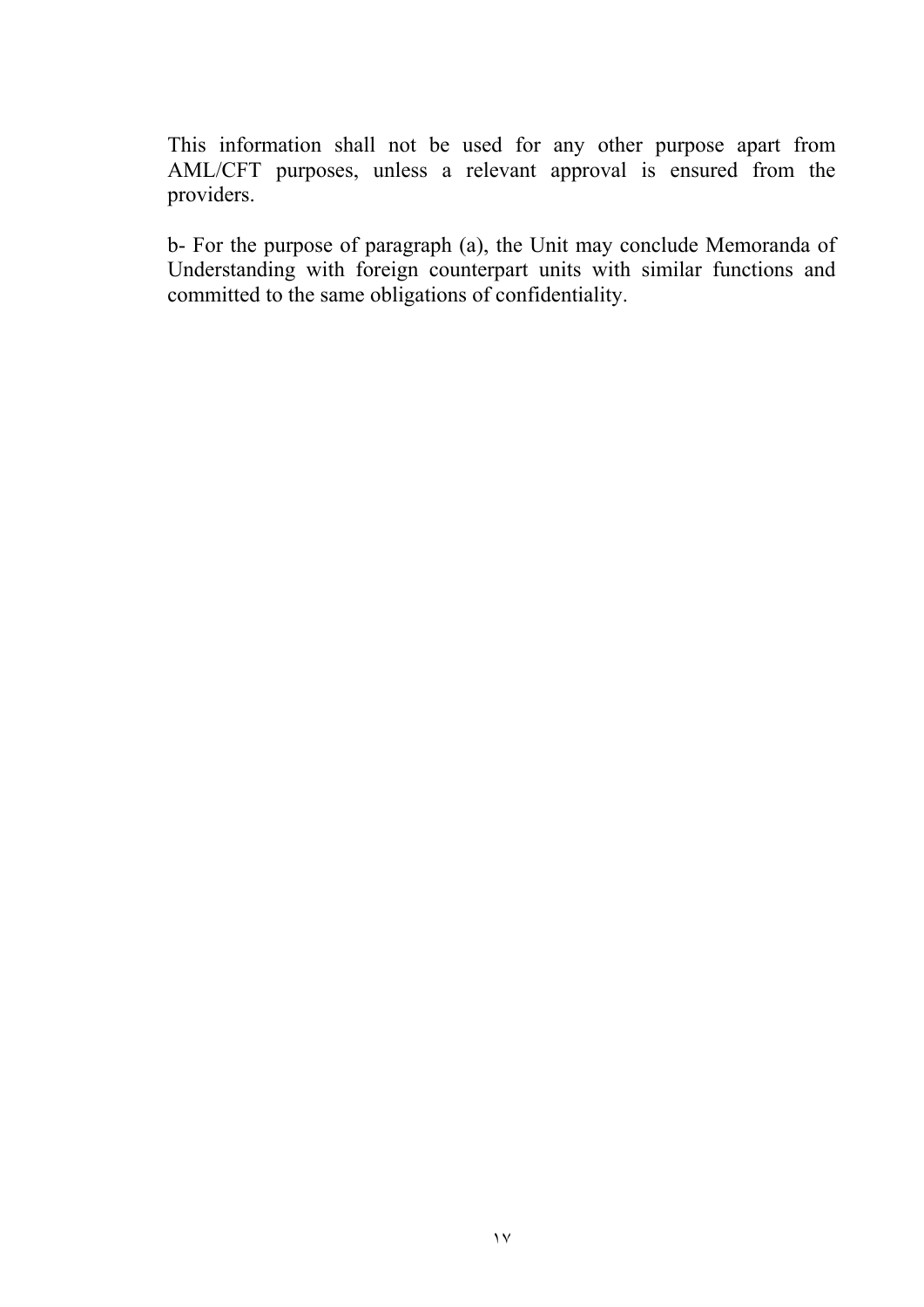This information shall not be used for any other purpose apart from AML/CFT purposes, unless a relevant approval is ensured from the providers.

b- For the purpose of paragraph (a), the Unit may conclude Memoranda of Understanding with foreign counterpart units with similar functions and committed to the same obligations of confidentiality.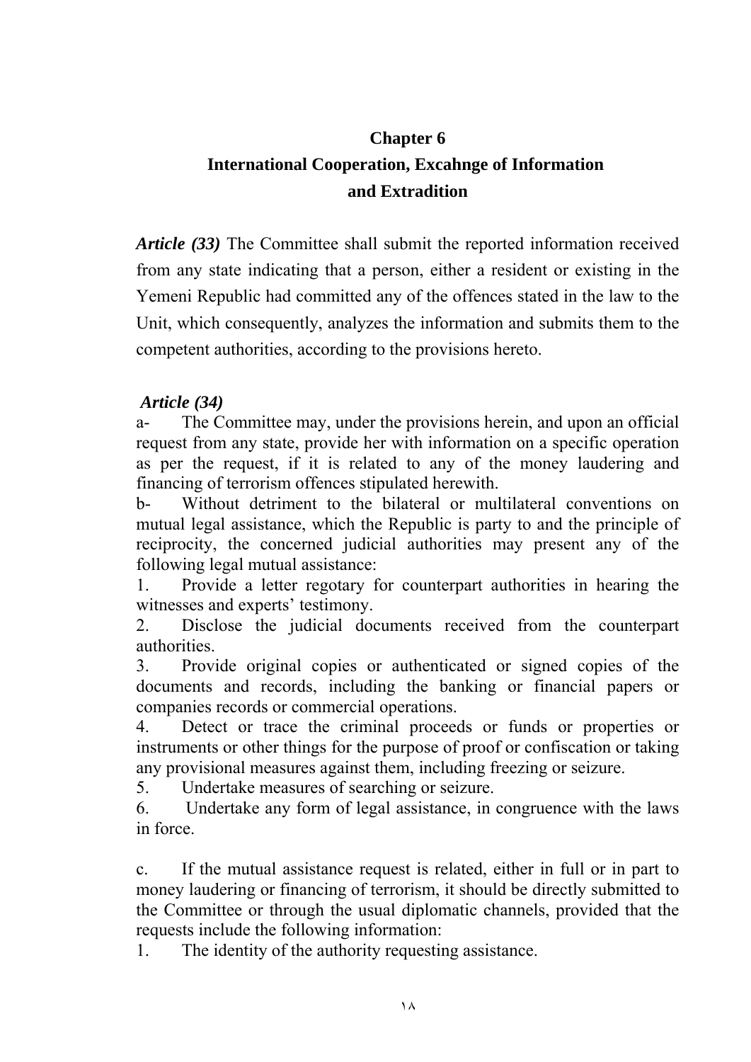## Chapter 6
## International Cooperation, Excahnge of Information and Extradition

***Article (33)*** The Committee shall submit the reported information received from any state indicating that a person, either a resident or existing in the Yemeni Republic had committed any of the offences stated in the law to the Unit, which consequently, analyzes the information and submits them to the competent authorities, according to the provisions hereto.

***Article (34)***

a- The Committee may, under the provisions herein, and upon an official request from any state, provide her with information on a specific operation as per the request, if it is related to any of the money laudering and financing of terrorism offences stipulated herewith.

b- Without detriment to the bilateral or multilateral conventions on mutual legal assistance, which the Republic is party to and the principle of reciprocity, the concerned judicial authorities may present any of the following legal mutual assistance:

1. Provide a letter regotary for counterpart authorities in hearing the witnesses and experts' testimony.
2. Disclose the judicial documents received from the counterpart authorities.
3. Provide original copies or authenticated or signed copies of the documents and records, including the banking or financial papers or companies records or commercial operations.
4. Detect or trace the criminal proceeds or funds or properties or instruments or other things for the purpose of proof or confiscation or taking any provisional measures against them, including freezing or seizure.
5. Undertake measures of searching or seizure.
6. Undertake any form of legal assistance, in congruence with the laws in force.

c. If the mutual assistance request is related, either in full or in part to money laudering or financing of terrorism, it should be directly submitted to the Committee or through the usual diplomatic channels, provided that the requests include the following information:

1. The identity of the authority requesting assistance.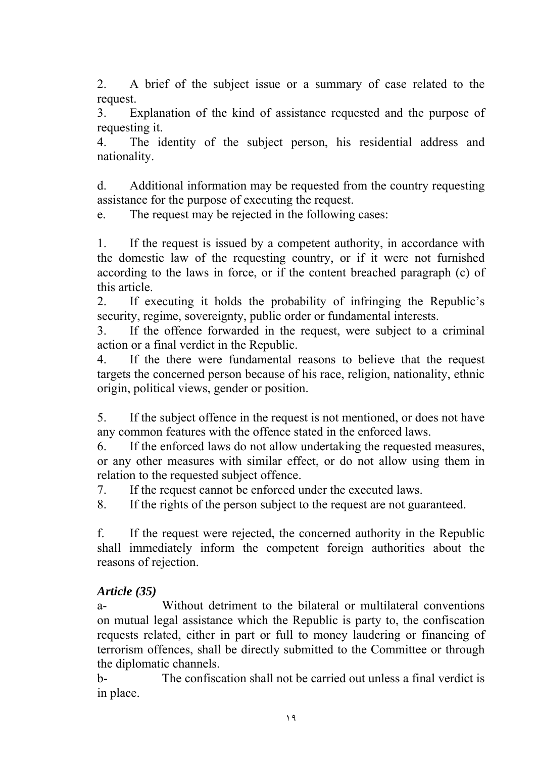2. A brief of the subject issue or a summary of case related to the request.
3. Explanation of the kind of assistance requested and the purpose of requesting it.
4. The identity of the subject person, his residential address and nationality.

d. Additional information may be requested from the country requesting assistance for the purpose of executing the request.
e. The request may be rejected in the following cases:

1. If the request is issued by a competent authority, in accordance with the domestic law of the requesting country, or if it were not furnished according to the laws in force, or if the content breached paragraph (c) of this article.
2. If executing it holds the probability of infringing the Republic's security, regime, sovereignty, public order or fundamental interests.
3. If the offence forwarded in the request, were subject to a criminal action or a final verdict in the Republic.
4. If the there were fundamental reasons to believe that the request targets the concerned person because of his race, religion, nationality, ethnic origin, political views, gender or position.

5. If the subject offence in the request is not mentioned, or does not have any common features with the offence stated in the enforced laws.
6. If the enforced laws do not allow undertaking the requested measures, or any other measures with similar effect, or do not allow using them in relation to the requested subject offence.
7. If the request cannot be enforced under the executed laws.
8. If the rights of the person subject to the request are not guaranteed.

f. If the request were rejected, the concerned authority in the Republic shall immediately inform the competent foreign authorities about the reasons of rejection.

***Article (35)***

a- Without detriment to the bilateral or multilateral conventions on mutual legal assistance which the Republic is party to, the confiscation requests related, either in part or full to money laudering or financing of terrorism offences, shall be directly submitted to the Committee or through the diplomatic channels.

b- The confiscation shall not be carried out unless a final verdict is in place.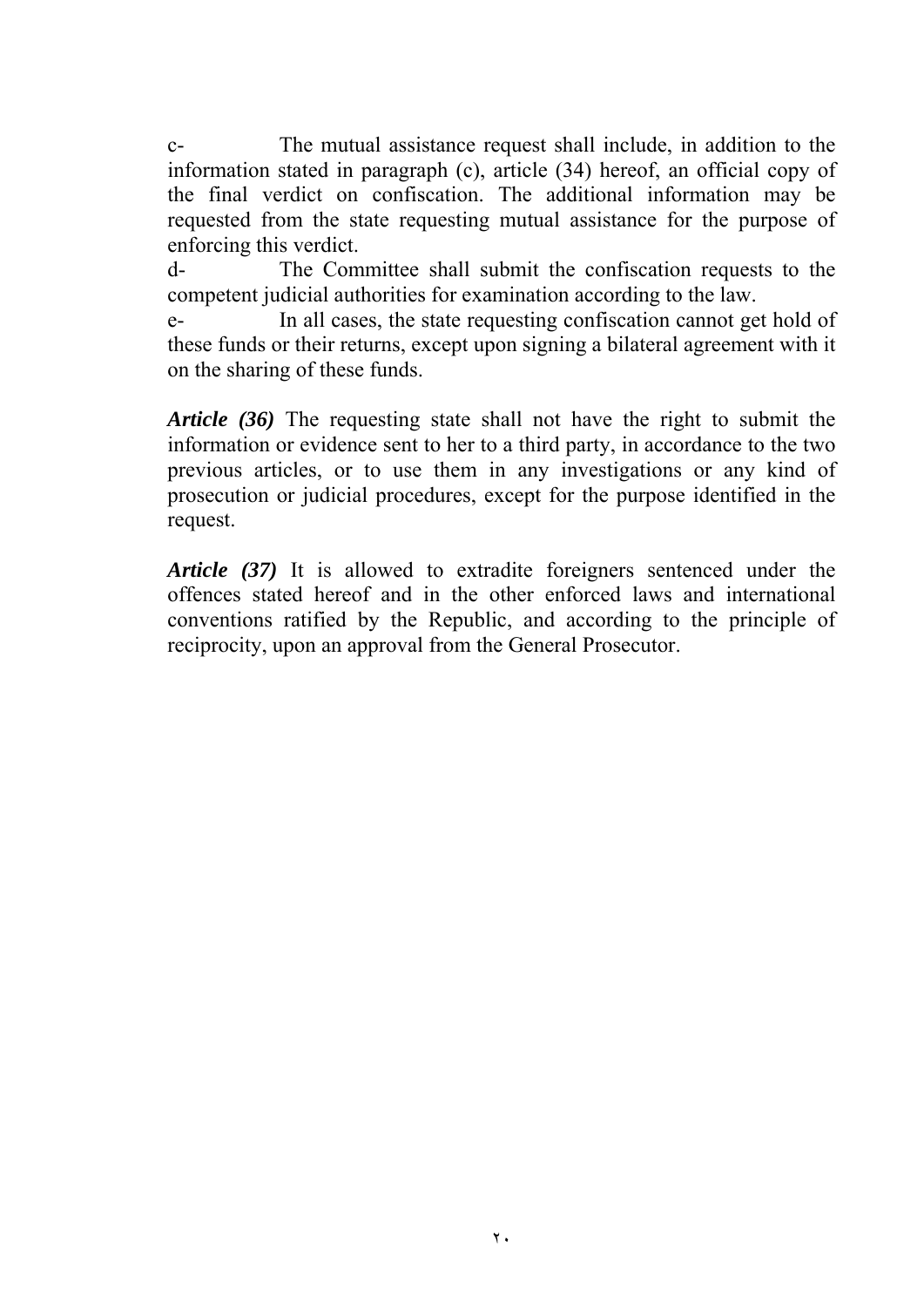c- The mutual assistance request shall include, in addition to the information stated in paragraph (c), article (34) hereof, an official copy of the final verdict on confiscation. The additional information may be requested from the state requesting mutual assistance for the purpose of enforcing this verdict.

d- The Committee shall submit the confiscation requests to the competent judicial authorities for examination according to the law.

e- In all cases, the state requesting confiscation cannot get hold of these funds or their returns, except upon signing a bilateral agreement with it on the sharing of these funds.

***Article (36)*** The requesting state shall not have the right to submit the information or evidence sent to her to a third party, in accordance to the two previous articles, or to use them in any investigations or any kind of prosecution or judicial procedures, except for the purpose identified in the request.

***Article (37)*** It is allowed to extradite foreigners sentenced under the offences stated hereof and in the other enforced laws and international conventions ratified by the Republic, and according to the principle of reciprocity, upon an approval from the General Prosecutor.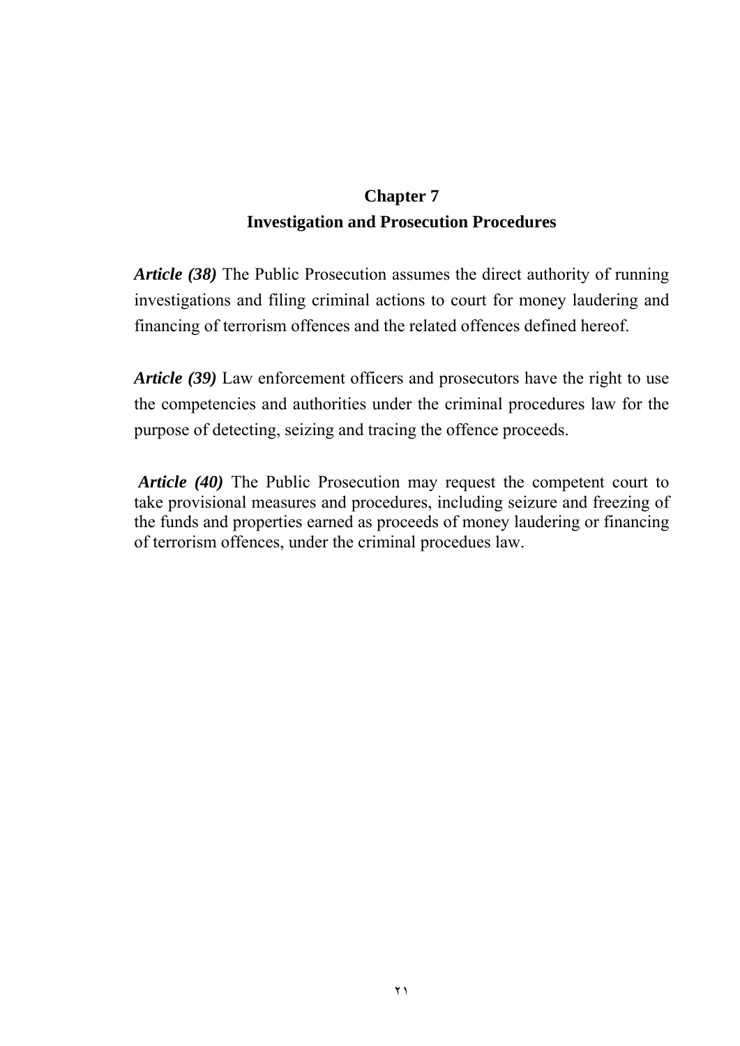## Chapter 7
## Investigation and Prosecution Procedures

***Article (38)*** The Public Prosecution assumes the direct authority of running investigations and filing criminal actions to court for money laudering and financing of terrorism offences and the related offences defined hereof.

***Article (39)*** Law enforcement officers and prosecutors have the right to use the competencies and authorities under the criminal procedures law for the purpose of detecting, seizing and tracing the offence proceeds.

***Article (40)*** The Public Prosecution may request the competent court to take provisional measures and procedures, including seizure and freezing of the funds and properties earned as proceeds of money laudering or financing of terrorism offences, under the criminal procedues law.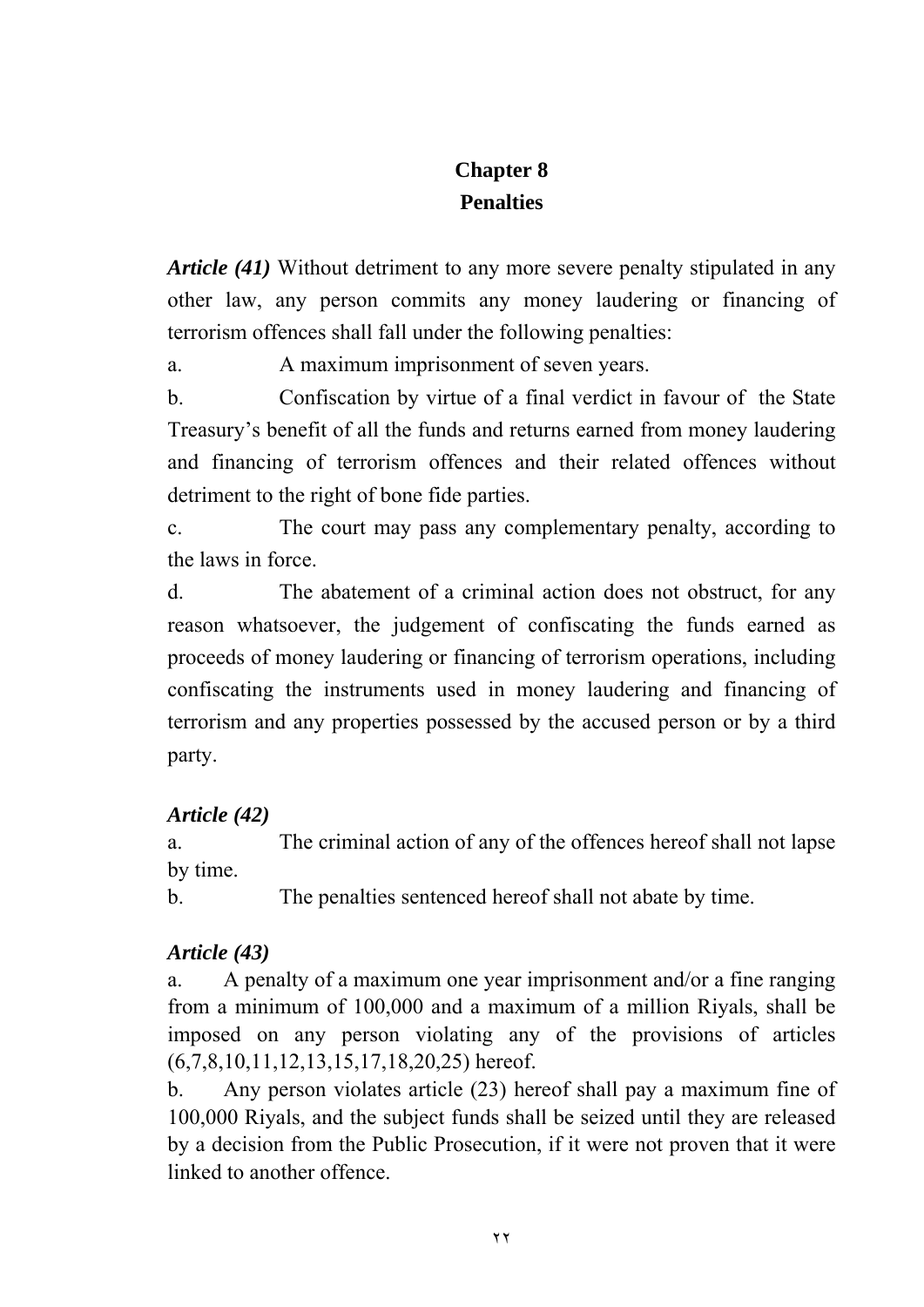# Chapter 8
## Penalties

***Article (41)*** Without detriment to any more severe penalty stipulated in any other law, any person commits any money laudering or financing of terrorism offences shall fall under the following penalties:

a. A maximum imprisonment of seven years.

b. Confiscation by virtue of a final verdict in favour of the State Treasury's benefit of all the funds and returns earned from money laudering and financing of terrorism offences and their related offences without detriment to the right of bone fide parties.

c. The court may pass any complementary penalty, according to the laws in force.

d. The abatement of a criminal action does not obstruct, for any reason whatsoever, the judgement of confiscating the funds earned as proceeds of money laudering or financing of terrorism operations, including confiscating the instruments used in money laudering and financing of terrorism and any properties possessed by the accused person or by a third party.

***Article (42)***

a. The criminal action of any of the offences hereof shall not lapse by time.

b. The penalties sentenced hereof shall not abate by time.

***Article (43)***

a. A penalty of a maximum one year imprisonment and/or a fine ranging from a minimum of 100,000 and a maximum of a million Riyals, shall be imposed on any person violating any of the provisions of articles (6,7,8,10,11,12,13,15,17,18,20,25) hereof.

b. Any person violates article (23) hereof shall pay a maximum fine of 100,000 Riyals, and the subject funds shall be seized until they are released by a decision from the Public Prosecution, if it were not proven that it were linked to another offence.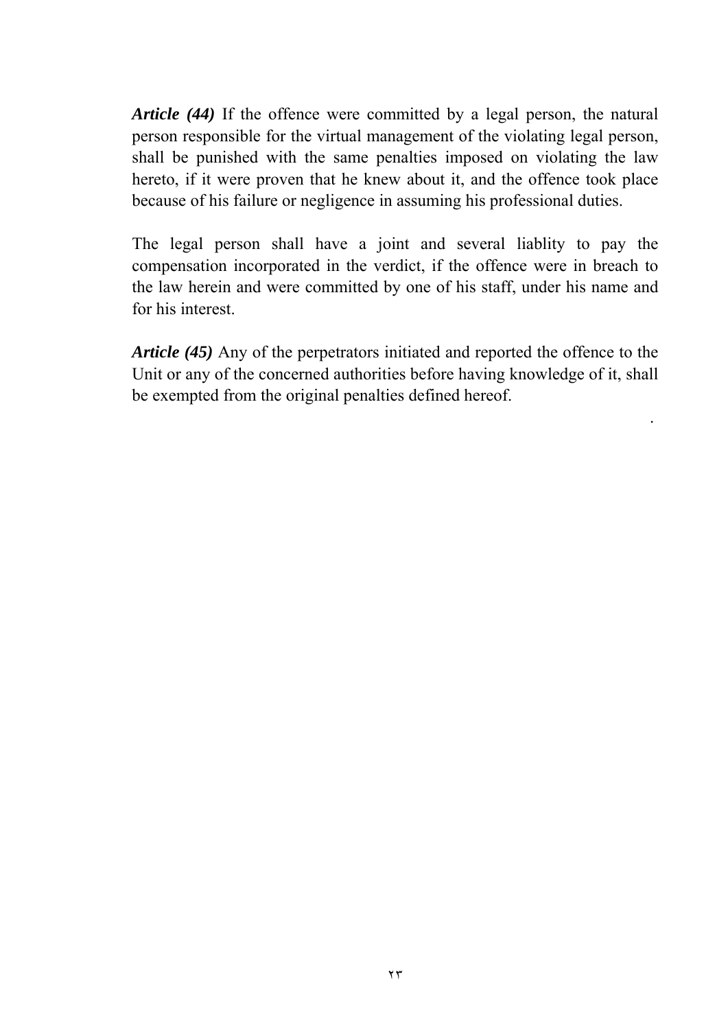***Article (44)*** If the offence were committed by a legal person, the natural person responsible for the virtual management of the violating legal person, shall be punished with the same penalties imposed on violating the law hereto, if it were proven that he knew about it, and the offence took place because of his failure or negligence in assuming his professional duties.

The legal person shall have a joint and several liablity to pay the compensation incorporated in the verdict, if the offence were in breach to the law herein and were committed by one of his staff, under his name and for his interest.

***Article (45)*** Any of the perpetrators initiated and reported the offence to the Unit or any of the concerned authorities before having knowledge of it, shall be exempted from the original penalties defined hereof.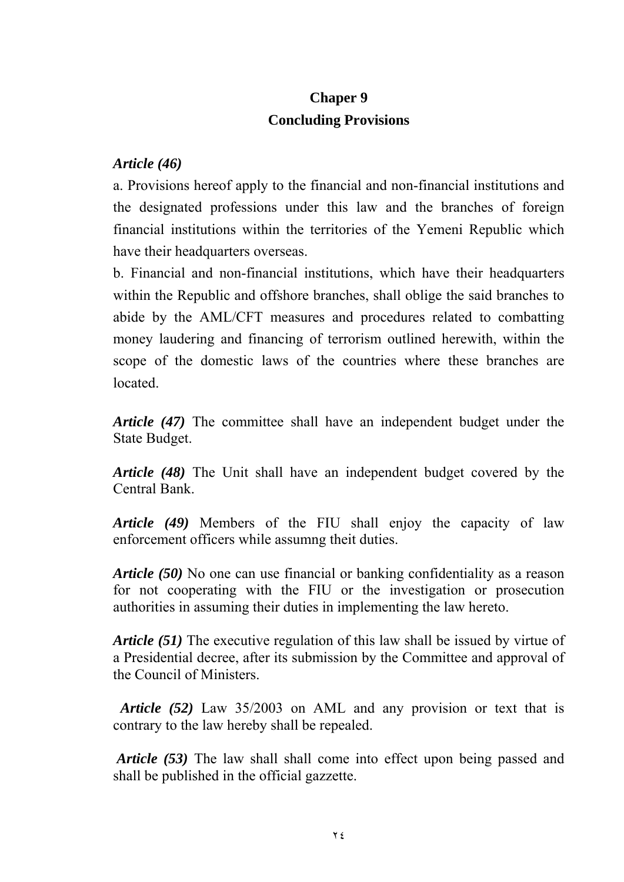## Chaper 9
## Concluding Provisions

***Article (46)***

a. Provisions hereof apply to the financial and non-financial institutions and the designated professions under this law and the branches of foreign financial institutions within the territories of the Yemeni Republic which have their headquarters overseas.

b. Financial and non-financial institutions, which have their headquarters within the Republic and offshore branches, shall oblige the said branches to abide by the AML/CFT measures and procedures related to combatting money laudering and financing of terrorism outlined herewith, within the scope of the domestic laws of the countries where these branches are located.

***Article (47)*** The committee shall have an independent budget under the State Budget.

***Article (48)*** The Unit shall have an independent budget covered by the Central Bank.

***Article (49)*** Members of the FIU shall enjoy the capacity of law enforcement officers while assumng theit duties.

***Article (50)*** No one can use financial or banking confidentiality as a reason for not cooperating with the FIU or the investigation or prosecution authorities in assuming their duties in implementing the law hereto.

***Article (51)*** The executive regulation of this law shall be issued by virtue of a Presidential decree, after its submission by the Committee and approval of the Council of Ministers.

***Article (52)*** Law 35/2003 on AML and any provision or text that is contrary to the law hereby shall be repealed.

***Article (53)*** The law shall shall come into effect upon being passed and shall be published in the official gazzette.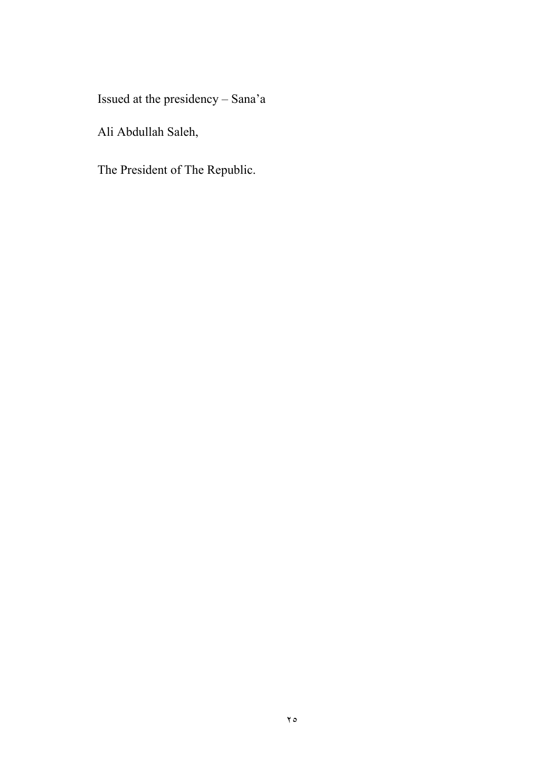Issued at the presidency – Sana'a

Ali Abdullah Saleh,

The President of The Republic.